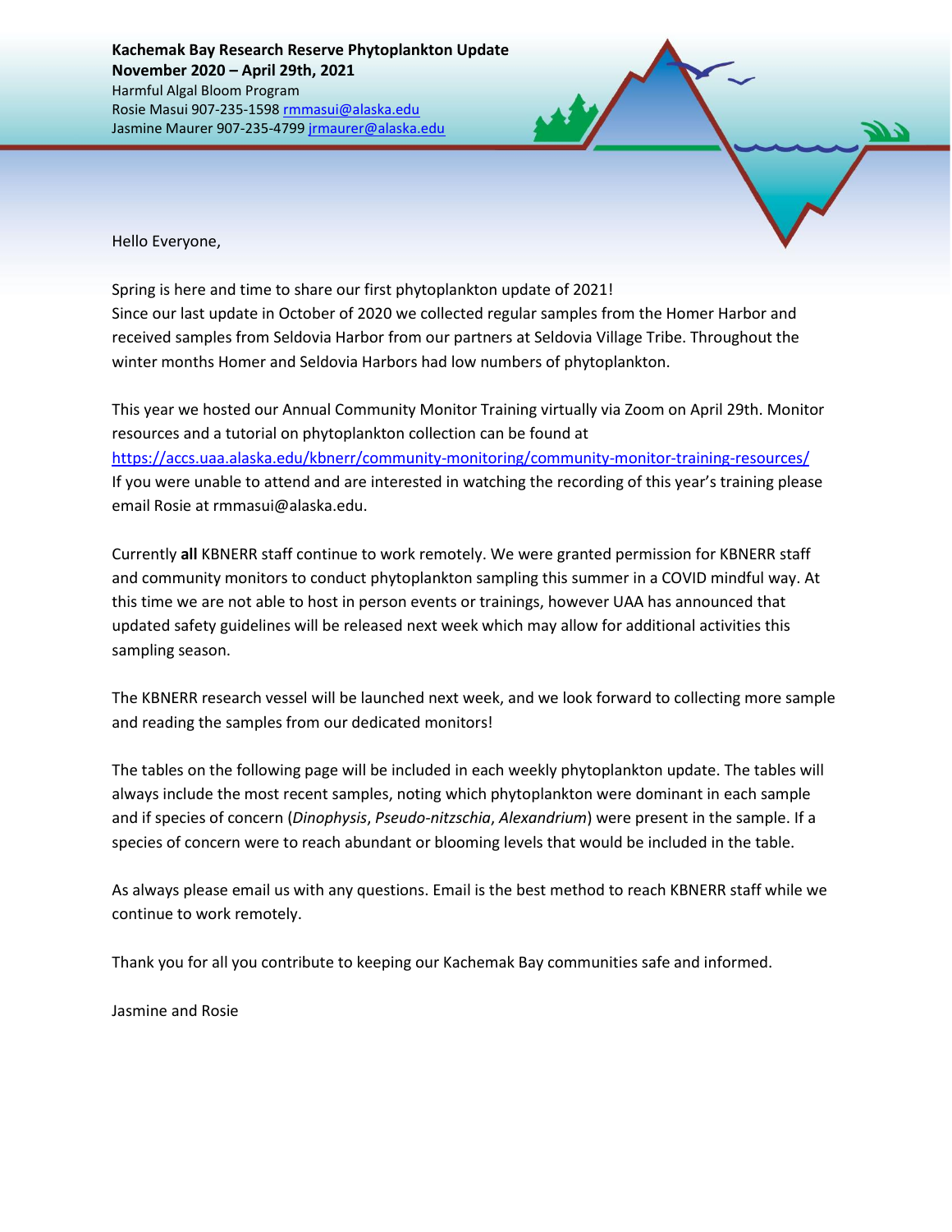**Kachemak Bay Research Reserve Phytoplankton Update**
**November 2020 – April 29th, 2021**
Harmful Algal Bloom Program
Rosie Masui 907-235-1598 rmmasui@alaska.edu
Jasmine Maurer 907-235-4799 jrmaurer@alaska.edu

Hello Everyone,

Spring is here and time to share our first phytoplankton update of 2021!
Since our last update in October of 2020 we collected regular samples from the Homer Harbor and received samples from Seldovia Harbor from our partners at Seldovia Village Tribe. Throughout the winter months Homer and Seldovia Harbors had low numbers of phytoplankton.

This year we hosted our Annual Community Monitor Training virtually via Zoom on April 29th. Monitor resources and a tutorial on phytoplankton collection can be found at https://accs.uaa.alaska.edu/kbnerr/community-monitoring/community-monitor-training-resources/
If you were unable to attend and are interested in watching the recording of this year's training please email Rosie at rmmasui@alaska.edu.

Currently **all** KBNERR staff continue to work remotely. We were granted permission for KBNERR staff and community monitors to conduct phytoplankton sampling this summer in a COVID mindful way. At this time we are not able to host in person events or trainings, however UAA has announced that updated safety guidelines will be released next week which may allow for additional activities this sampling season.

The KBNERR research vessel will be launched next week, and we look forward to collecting more sample and reading the samples from our dedicated monitors!

The tables on the following page will be included in each weekly phytoplankton update. The tables will always include the most recent samples, noting which phytoplankton were dominant in each sample and if species of concern (*Dinophysis*, *Pseudo-nitzschia*, *Alexandrium*) were present in the sample. If a species of concern were to reach abundant or blooming levels that would be included in the table.

As always please email us with any questions. Email is the best method to reach KBNERR staff while we continue to work remotely.

Thank you for all you contribute to keeping our Kachemak Bay communities safe and informed.

Jasmine and Rosie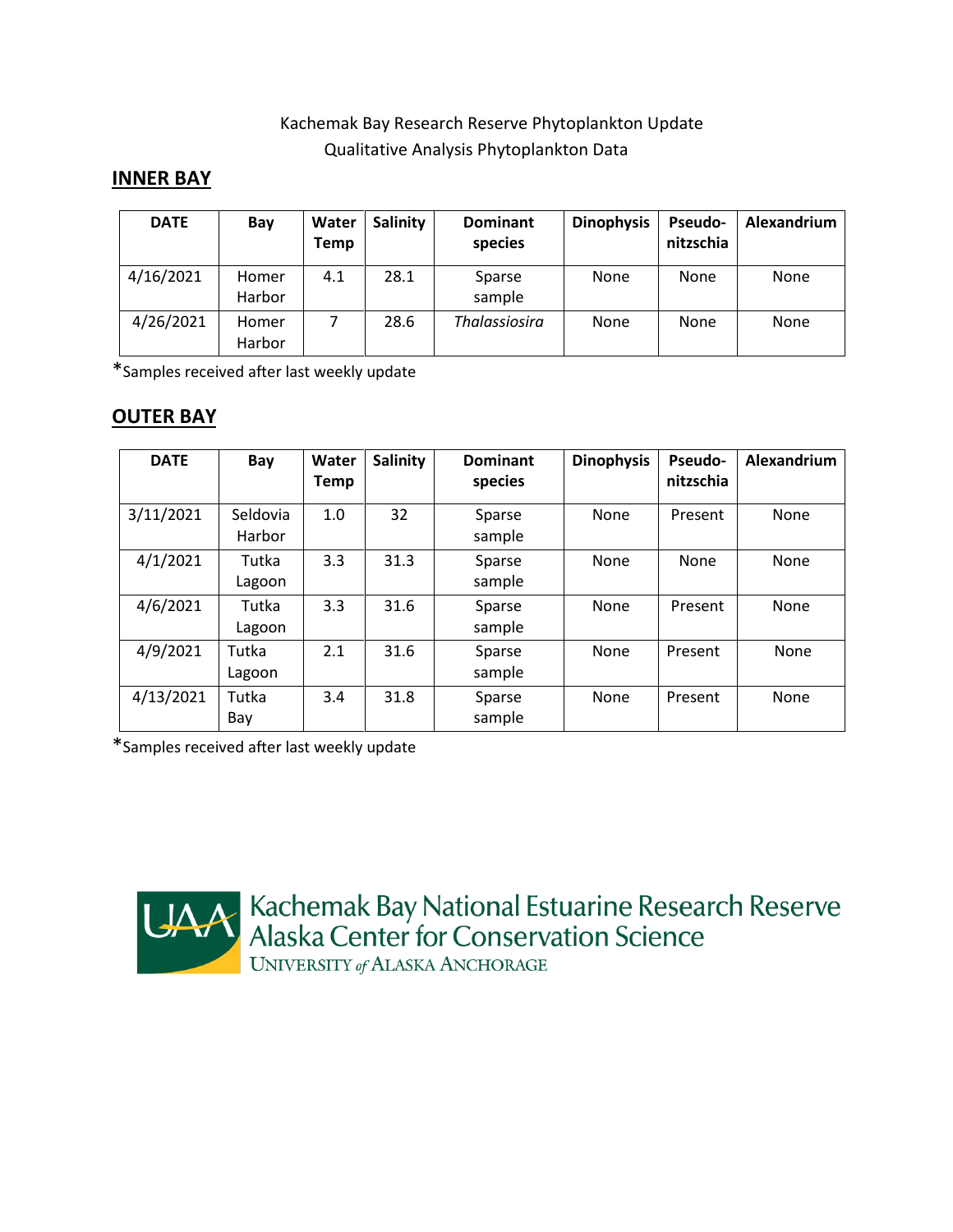Kachemak Bay Research Reserve Phytoplankton Update
Qualitative Analysis Phytoplankton Data

## INNER BAY

| DATE | Bay | Water Temp | Salinity | Dominant species | Dinophysis | Pseudo-nitzschia | Alexandrium |
|---|---|---|---|---|---|---|---|
| 4/16/2021 | Homer Harbor | 4.1 | 28.1 | Sparse sample | None | None | None |
| 4/26/2021 | Homer Harbor | 7 | 28.6 | *Thalassiosira* | None | None | None |

*Samples received after last weekly update

## OUTER BAY

| DATE | Bay | Water Temp | Salinity | Dominant species | Dinophysis | Pseudo-nitzschia | Alexandrium |
|---|---|---|---|---|---|---|---|
| 3/11/2021 | Seldovia Harbor | 1.0 | 32 | Sparse sample | None | Present | None |
| 4/1/2021 | Tutka Lagoon | 3.3 | 31.3 | Sparse sample | None | None | None |
| 4/6/2021 | Tutka Lagoon | 3.3 | 31.6 | Sparse sample | None | Present | None |
| 4/9/2021 | Tutka Lagoon | 2.1 | 31.6 | Sparse sample | None | Present | None |
| 4/13/2021 | Tutka Bay | 3.4 | 31.8 | Sparse sample | None | Present | None |

*Samples received after last weekly update

UAA Kachemak Bay National Estuarine Research Reserve
Alaska Center for Conservation Science
UNIVERSITY of ALASKA ANCHORAGE